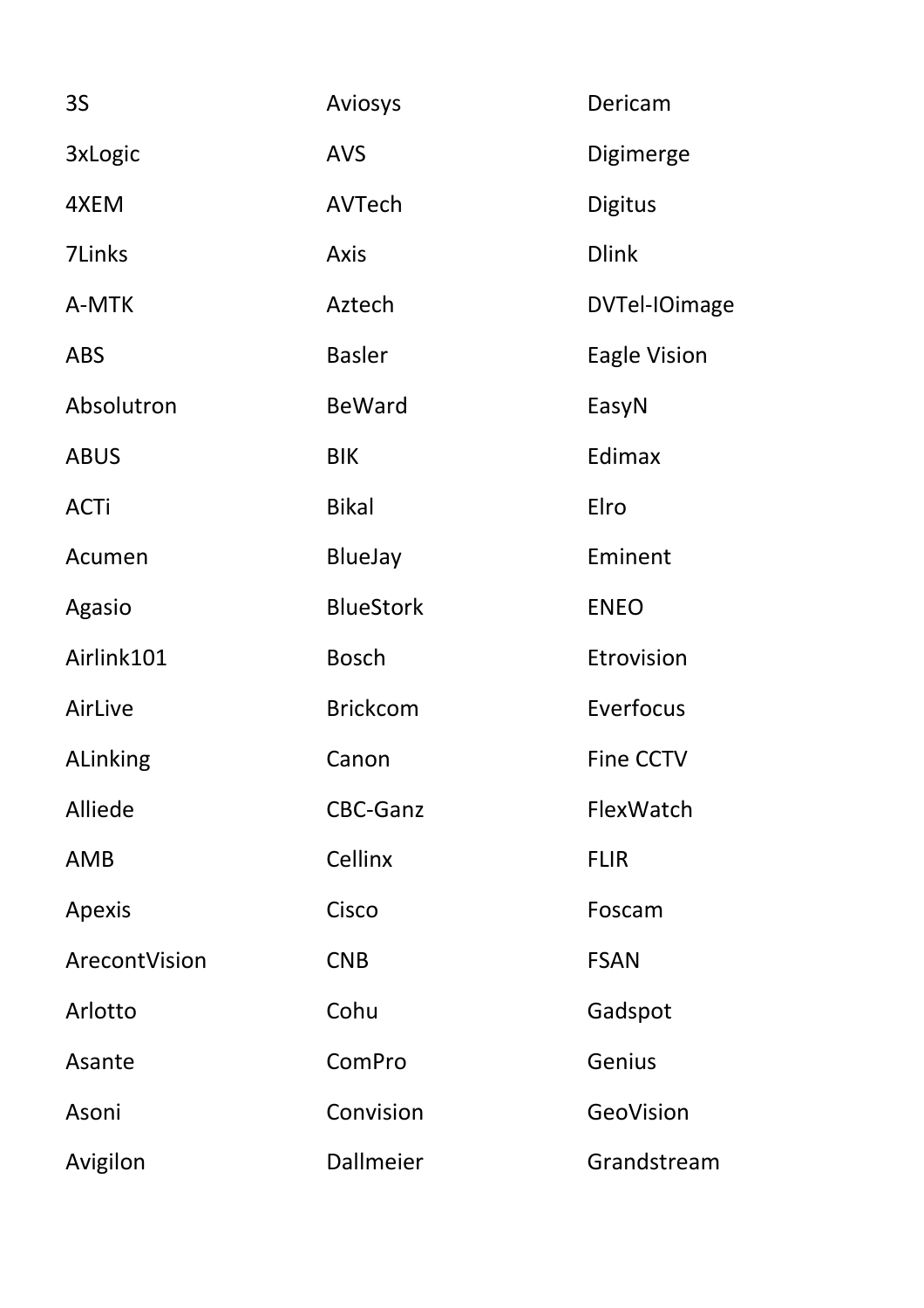3S

3xLogic

4XEM

7Links

A-MTK

ABS

Absolutron

ABUS

ACTi

Acumen

Agasio

Airlink101

AirLive

ALinking

Alliede

AMB

Apexis

ArecontVision

Arlotto

Asante

Asoni

Avigilon

Aviosys

AVS

AVTech

Axis

Aztech

Basler

BeWard

BIK

Bikal

BlueJay

BlueStork

Bosch

Brickcom

Canon

CBC-Ganz

Cellinx

Cisco

CNB

Cohu

ComPro

Convision

Dallmeier

Dericam

Digimerge

Digitus

Dlink

DVTel-IOimage

Eagle Vision

EasyN

Edimax

Elro

Eminent

ENEO

Etrovision

Everfocus

Fine CCTV

FlexWatch

FLIR

Foscam

FSAN

Gadspot

Genius

GeoVision

Grandstream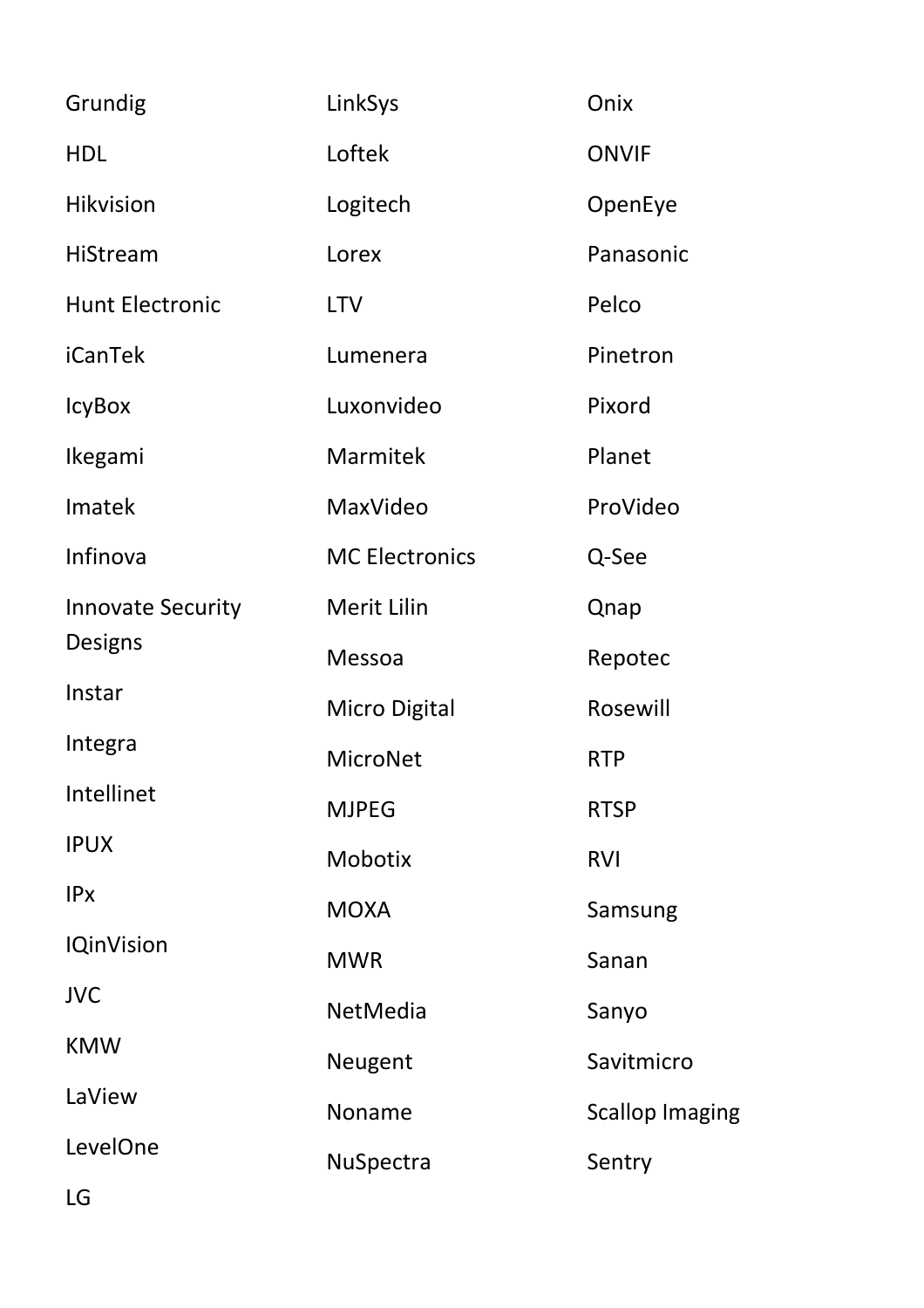Grundig

HDL

Hikvision

HiStream

Hunt Electronic

iCanTek

IcyBox

Ikegami

Imatek

Infinova

Innovate Security Designs

Instar

Integra

Intellinet

IPUX

IPx

IQinVision

JVC

KMW

LaView

LevelOne

LG

LinkSys

Loftek

Logitech

Lorex

LTV

Lumenera

Luxonvideo

Marmitek

MaxVideo

MC Electronics

Merit Lilin

Messoa

Micro Digital

MicroNet

MJPEG

Mobotix

MOXA

MWR

NetMedia

Neugent

Noname

NuSpectra

Onix

ONVIF

OpenEye

Panasonic

Pelco

Pinetron

Pixord

Planet

ProVideo

Q-See

Qnap

Repotec

Rosewill

RTP

RTSP

RVI

Samsung

Sanan

Sanyo

Savitmicro

Scallop Imaging

Sentry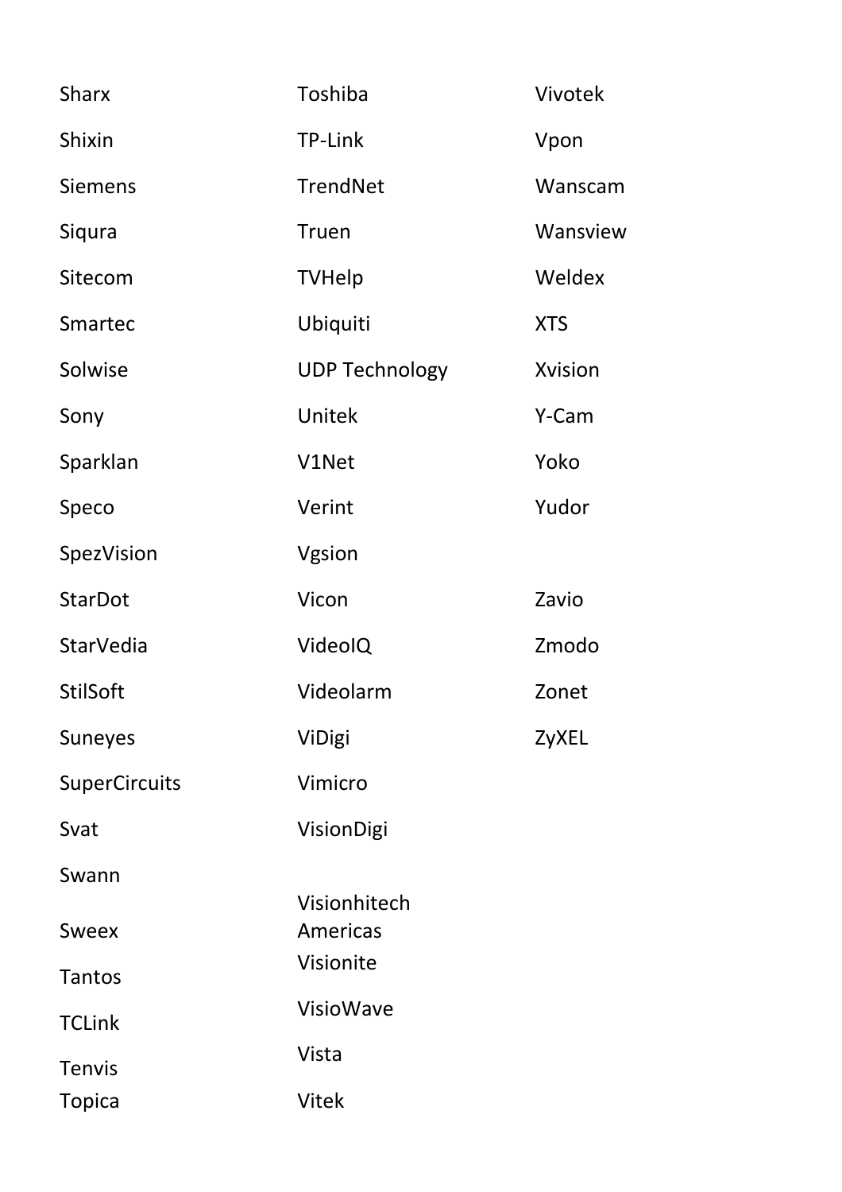Sharx
Shixin
Siemens
Siqura
Sitecom
Smartec
Solwise
Sony
Sparklan
Speco
SpezVision
StarDot
StarVedia
StilSoft
Suneyes
SuperCircuits
Svat
Swann
Sweex
Tantos
TCLink
Tenvis
Topica

Toshiba
TP-Link
TrendNet
Truen
TVHelp
Ubiquiti
UDP Technology
Unitek
V1Net
Verint
Vgsion
Vicon
VideoIQ
Videolarm
ViDigi
Vimicro
VisionDigi
Visionhitech Americas
Visionite
VisioWave
Vista
Vitek

Vivotek
Vpon
Wanscam
Wansview
Weldex
XTS
Xvision
Y-Cam
Yoko
Yudor
Zavio
Zmodo
Zonet
ZyXEL